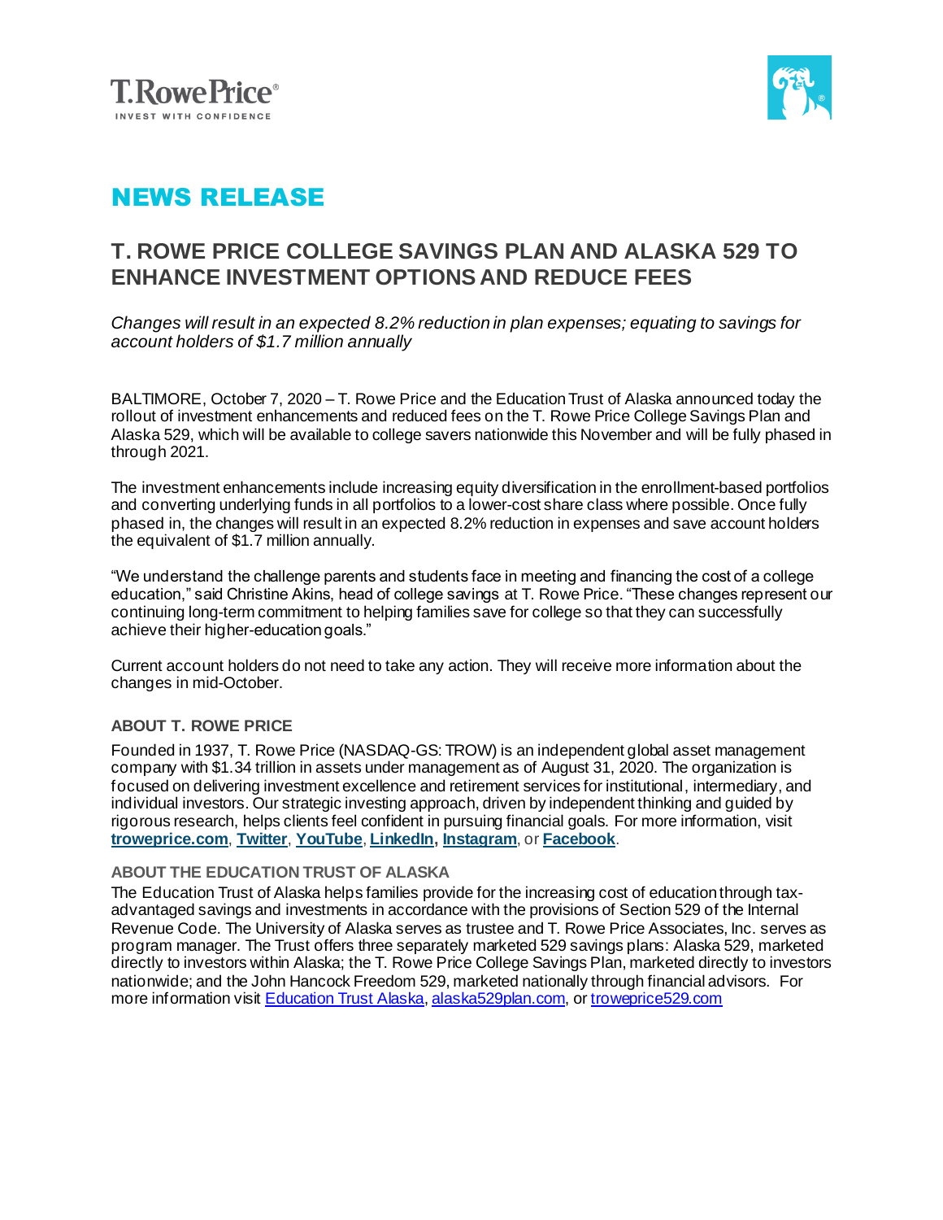T. Rowe Price®

INVEST WITH CONFIDENCE

# NEWS RELEASE

## T. ROWE PRICE COLLEGE SAVINGS PLAN AND ALASKA 529 TO ENHANCE INVESTMENT OPTIONS AND REDUCE FEES

*Changes will result in an expected 8.2% reduction in plan expenses; equating to savings for account holders of $1.7 million annually*

BALTIMORE, October 7, 2020 – T. Rowe Price and the Education Trust of Alaska announced today the rollout of investment enhancements and reduced fees on the T. Rowe Price College Savings Plan and Alaska 529, which will be available to college savers nationwide this November and will be fully phased in through 2021.

The investment enhancements include increasing equity diversification in the enrollment-based portfolios and converting underlying funds in all portfolios to a lower-cost share class where possible. Once fully phased in, the changes will result in an expected 8.2% reduction in expenses and save account holders the equivalent of $1.7 million annually.

"We understand the challenge parents and students face in meeting and financing the cost of a college education," said Christine Akins, head of college savings at T. Rowe Price. "These changes represent our continuing long-term commitment to helping families save for college so that they can successfully achieve their higher-education goals."

Current account holders do not need to take any action. They will receive more information about the changes in mid-October.

### ABOUT T. ROWE PRICE

Founded in 1937, T. Rowe Price (NASDAQ-GS: TROW) is an independent global asset management company with $1.34 trillion in assets under management as of August 31, 2020. The organization is focused on delivering investment excellence and retirement services for institutional, intermediary, and individual investors. Our strategic investing approach, driven by independent thinking and guided by rigorous research, helps clients feel confident in pursuing financial goals. For more information, visit **troweprice.com**, **Twitter**, **YouTube**, **LinkedIn**, **Instagram**, or **Facebook**.

### ABOUT THE EDUCATION TRUST OF ALASKA

The Education Trust of Alaska helps families provide for the increasing cost of education through tax-advantaged savings and investments in accordance with the provisions of Section 529 of the Internal Revenue Code. The University of Alaska serves as trustee and T. Rowe Price Associates, Inc. serves as program manager. The Trust offers three separately marketed 529 savings plans: Alaska 529, marketed directly to investors within Alaska; the T. Rowe Price College Savings Plan, marketed directly to investors nationwide; and the John Hancock Freedom 529, marketed nationally through financial advisors. For more information visit Education Trust Alaska, alaska529plan.com, or troweprice529.com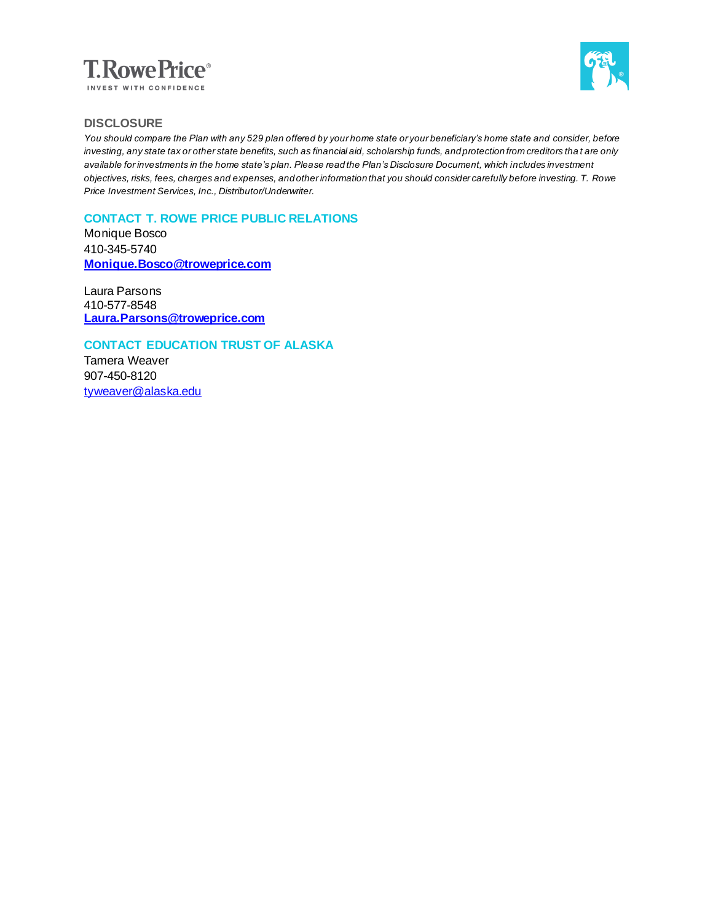## DISCLOSURE

*You should compare the Plan with any 529 plan offered by your home state or your beneficiary's home state and consider, before investing, any state tax or other state benefits, such as financial aid, scholarship funds, and protection from creditors that are only available for investments in the home state's plan. Please read the Plan's Disclosure Document, which includes investment objectives, risks, fees, charges and expenses, and other information that you should consider carefully before investing. T. Rowe Price Investment Services, Inc., Distributor/Underwriter.*

## CONTACT T. ROWE PRICE PUBLIC RELATIONS

Monique Bosco
410-345-5740
**Monique.Bosco@troweprice.com**

Laura Parsons
410-577-8548
**Laura.Parsons@troweprice.com**

## CONTACT EDUCATION TRUST OF ALASKA

Tamera Weaver
907-450-8120
tyweaver@alaska.edu